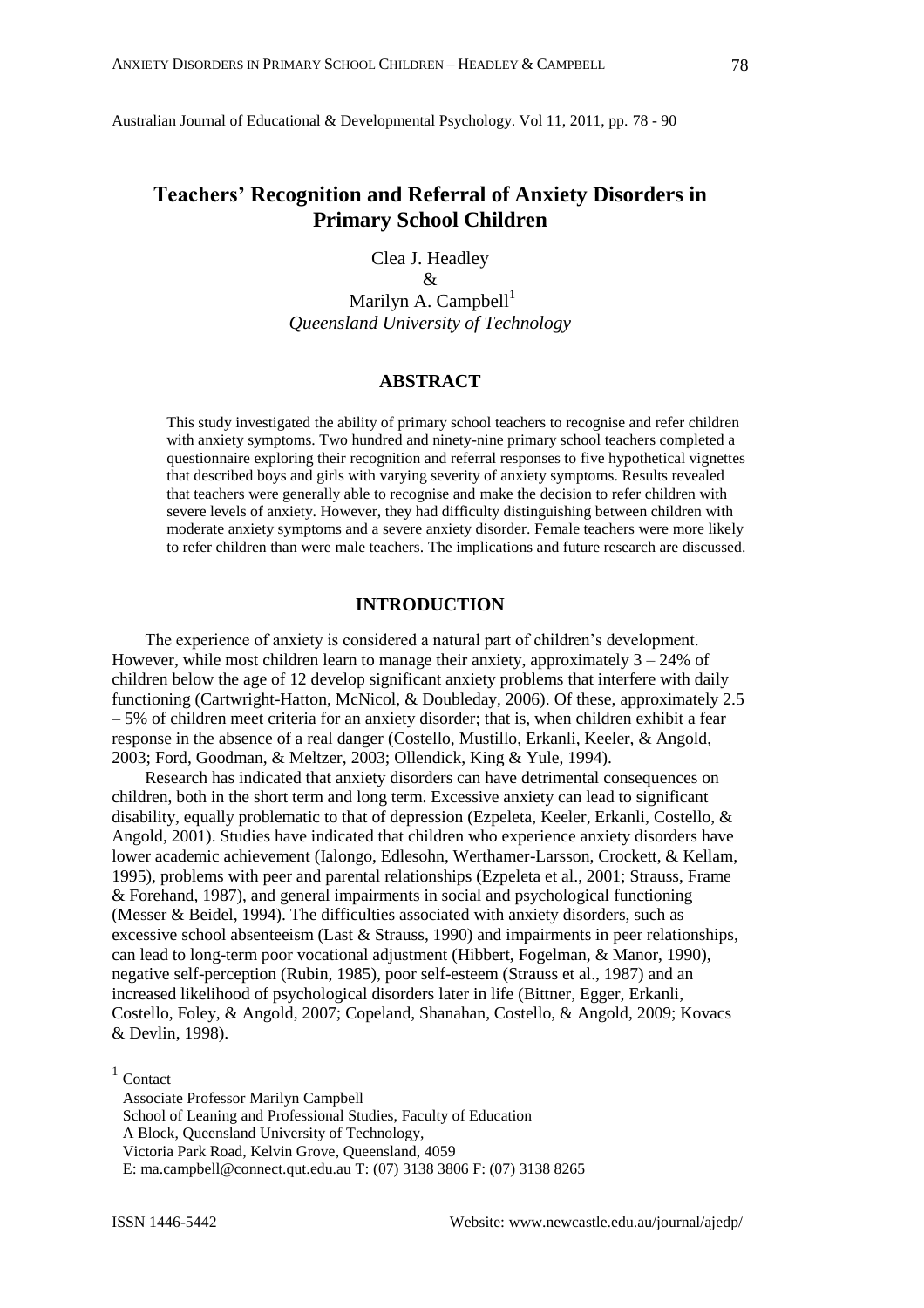# Teachers' Recognition and Referral of Anxiety Disorders in Primary School Children

Clea J. Headley
&
Marilyn A. Campbell[1]
*Queensland University of Technology*

## ABSTRACT

This study investigated the ability of primary school teachers to recognise and refer children with anxiety symptoms. Two hundred and ninety-nine primary school teachers completed a questionnaire exploring their recognition and referral responses to five hypothetical vignettes that described boys and girls with varying severity of anxiety symptoms. Results revealed that teachers were generally able to recognise and make the decision to refer children with severe levels of anxiety. However, they had difficulty distinguishing between children with moderate anxiety symptoms and a severe anxiety disorder. Female teachers were more likely to refer children than were male teachers. The implications and future research are discussed.

## INTRODUCTION

The experience of anxiety is considered a natural part of children's development. However, while most children learn to manage their anxiety, approximately 3 – 24% of children below the age of 12 develop significant anxiety problems that interfere with daily functioning (Cartwright-Hatton, McNicol, & Doubleday, 2006). Of these, approximately 2.5 – 5% of children meet criteria for an anxiety disorder; that is, when children exhibit a fear response in the absence of a real danger (Costello, Mustillo, Erkanli, Keeler, & Angold, 2003; Ford, Goodman, & Meltzer, 2003; Ollendick, King & Yule, 1994).

Research has indicated that anxiety disorders can have detrimental consequences on children, both in the short term and long term. Excessive anxiety can lead to significant disability, equally problematic to that of depression (Ezpeleta, Keeler, Erkanli, Costello, & Angold, 2001). Studies have indicated that children who experience anxiety disorders have lower academic achievement (Ialongo, Edlesohn, Werthamer-Larsson, Crockett, & Kellam, 1995), problems with peer and parental relationships (Ezpeleta et al., 2001; Strauss, Frame & Forehand, 1987), and general impairments in social and psychological functioning (Messer & Beidel, 1994). The difficulties associated with anxiety disorders, such as excessive school absenteeism (Last & Strauss, 1990) and impairments in peer relationships, can lead to long-term poor vocational adjustment (Hibbert, Fogelman, & Manor, 1990), negative self-perception (Rubin, 1985), poor self-esteem (Strauss et al., 1987) and an increased likelihood of psychological disorders later in life (Bittner, Egger, Erkanli, Costello, Foley, & Angold, 2007; Copeland, Shanahan, Costello, & Angold, 2009; Kovacs & Devlin, 1998).

[1] Contact
Associate Professor Marilyn Campbell
School of Leaning and Professional Studies, Faculty of Education
A Block, Queensland University of Technology,
Victoria Park Road, Kelvin Grove, Queensland, 4059
E: ma.campbell@connect.qut.edu.au T: (07) 3138 3806 F: (07) 3138 8265

ISSN 1446-5442 Website: www.newcastle.edu.au/journal/ajedp/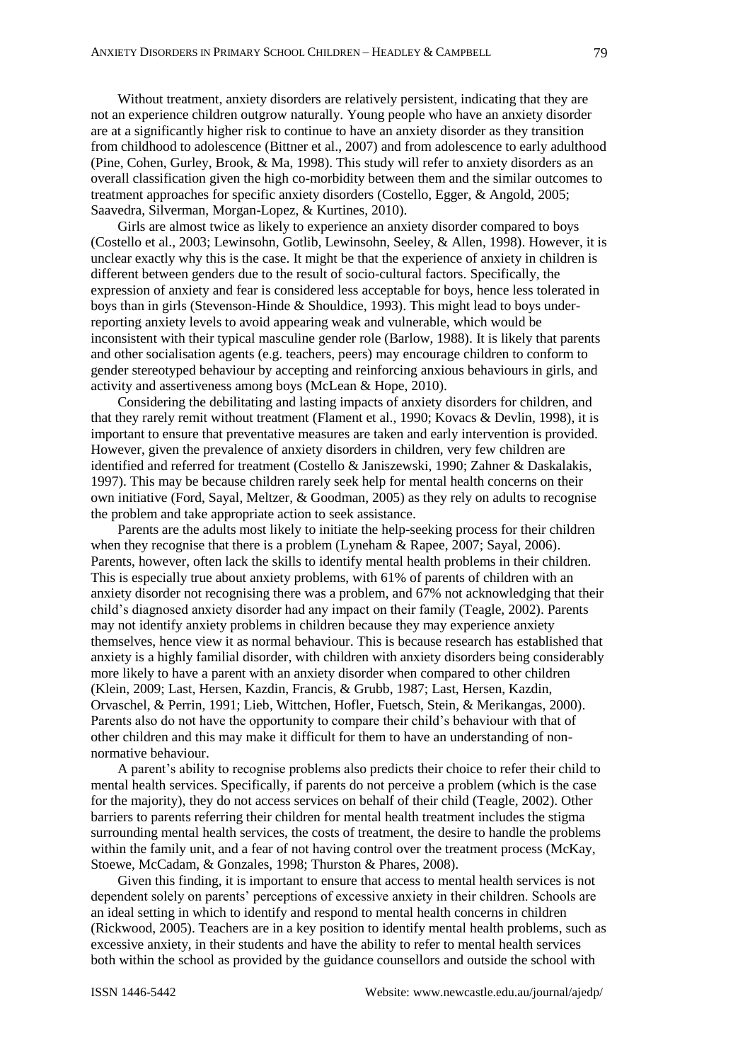Without treatment, anxiety disorders are relatively persistent, indicating that they are not an experience children outgrow naturally. Young people who have an anxiety disorder are at a significantly higher risk to continue to have an anxiety disorder as they transition from childhood to adolescence (Bittner et al., 2007) and from adolescence to early adulthood (Pine, Cohen, Gurley, Brook, & Ma, 1998). This study will refer to anxiety disorders as an overall classification given the high co-morbidity between them and the similar outcomes to treatment approaches for specific anxiety disorders (Costello, Egger, & Angold, 2005; Saavedra, Silverman, Morgan-Lopez, & Kurtines, 2010).

Girls are almost twice as likely to experience an anxiety disorder compared to boys (Costello et al., 2003; Lewinsohn, Gotlib, Lewinsohn, Seeley, & Allen, 1998). However, it is unclear exactly why this is the case. It might be that the experience of anxiety in children is different between genders due to the result of socio-cultural factors. Specifically, the expression of anxiety and fear is considered less acceptable for boys, hence less tolerated in boys than in girls (Stevenson-Hinde & Shouldice, 1993). This might lead to boys under-reporting anxiety levels to avoid appearing weak and vulnerable, which would be inconsistent with their typical masculine gender role (Barlow, 1988). It is likely that parents and other socialisation agents (e.g. teachers, peers) may encourage children to conform to gender stereotyped behaviour by accepting and reinforcing anxious behaviours in girls, and activity and assertiveness among boys (McLean & Hope, 2010).

Considering the debilitating and lasting impacts of anxiety disorders for children, and that they rarely remit without treatment (Flament et al., 1990; Kovacs & Devlin, 1998), it is important to ensure that preventative measures are taken and early intervention is provided. However, given the prevalence of anxiety disorders in children, very few children are identified and referred for treatment (Costello & Janiszewski, 1990; Zahner & Daskalakis, 1997). This may be because children rarely seek help for mental health concerns on their own initiative (Ford, Sayal, Meltzer, & Goodman, 2005) as they rely on adults to recognise the problem and take appropriate action to seek assistance.

Parents are the adults most likely to initiate the help-seeking process for their children when they recognise that there is a problem (Lyneham & Rapee, 2007; Sayal, 2006). Parents, however, often lack the skills to identify mental health problems in their children. This is especially true about anxiety problems, with 61% of parents of children with an anxiety disorder not recognising there was a problem, and 67% not acknowledging that their child's diagnosed anxiety disorder had any impact on their family (Teagle, 2002). Parents may not identify anxiety problems in children because they may experience anxiety themselves, hence view it as normal behaviour. This is because research has established that anxiety is a highly familial disorder, with children with anxiety disorders being considerably more likely to have a parent with an anxiety disorder when compared to other children (Klein, 2009; Last, Hersen, Kazdin, Francis, & Grubb, 1987; Last, Hersen, Kazdin, Orvaschel, & Perrin, 1991; Lieb, Wittchen, Hofler, Fuetsch, Stein, & Merikangas, 2000). Parents also do not have the opportunity to compare their child's behaviour with that of other children and this may make it difficult for them to have an understanding of non-normative behaviour.

A parent's ability to recognise problems also predicts their choice to refer their child to mental health services. Specifically, if parents do not perceive a problem (which is the case for the majority), they do not access services on behalf of their child (Teagle, 2002). Other barriers to parents referring their children for mental health treatment includes the stigma surrounding mental health services, the costs of treatment, the desire to handle the problems within the family unit, and a fear of not having control over the treatment process (McKay, Stoewe, McCadam, & Gonzales, 1998; Thurston & Phares, 2008).

Given this finding, it is important to ensure that access to mental health services is not dependent solely on parents' perceptions of excessive anxiety in their children. Schools are an ideal setting in which to identify and respond to mental health concerns in children (Rickwood, 2005). Teachers are in a key position to identify mental health problems, such as excessive anxiety, in their students and have the ability to refer to mental health services both within the school as provided by the guidance counsellors and outside the school with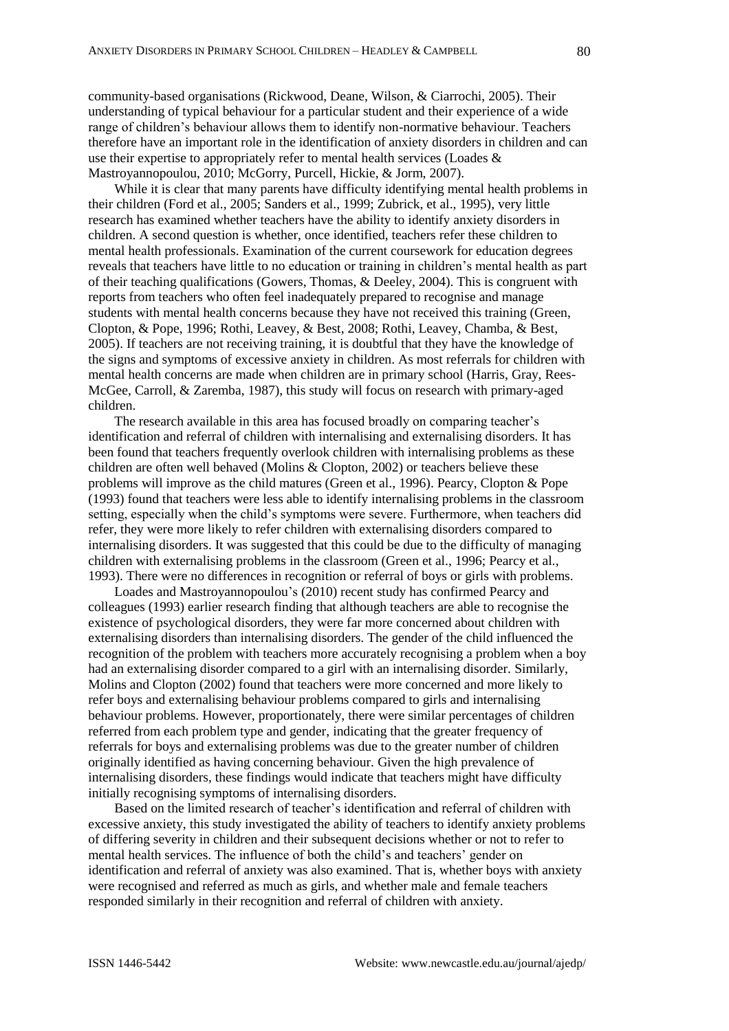community-based organisations (Rickwood, Deane, Wilson, & Ciarrochi, 2005). Their understanding of typical behaviour for a particular student and their experience of a wide range of children's behaviour allows them to identify non-normative behaviour. Teachers therefore have an important role in the identification of anxiety disorders in children and can use their expertise to appropriately refer to mental health services (Loades & Mastroyannopoulou, 2010; McGorry, Purcell, Hickie, & Jorm, 2007).

While it is clear that many parents have difficulty identifying mental health problems in their children (Ford et al., 2005; Sanders et al., 1999; Zubrick, et al., 1995), very little research has examined whether teachers have the ability to identify anxiety disorders in children. A second question is whether, once identified, teachers refer these children to mental health professionals. Examination of the current coursework for education degrees reveals that teachers have little to no education or training in children's mental health as part of their teaching qualifications (Gowers, Thomas, & Deeley, 2004). This is congruent with reports from teachers who often feel inadequately prepared to recognise and manage students with mental health concerns because they have not received this training (Green, Clopton, & Pope, 1996; Rothi, Leavey, & Best, 2008; Rothi, Leavey, Chamba, & Best, 2005). If teachers are not receiving training, it is doubtful that they have the knowledge of the signs and symptoms of excessive anxiety in children. As most referrals for children with mental health concerns are made when children are in primary school (Harris, Gray, Rees-McGee, Carroll, & Zaremba, 1987), this study will focus on research with primary-aged children.

The research available in this area has focused broadly on comparing teacher's identification and referral of children with internalising and externalising disorders. It has been found that teachers frequently overlook children with internalising problems as these children are often well behaved (Molins & Clopton, 2002) or teachers believe these problems will improve as the child matures (Green et al., 1996). Pearcy, Clopton & Pope (1993) found that teachers were less able to identify internalising problems in the classroom setting, especially when the child's symptoms were severe. Furthermore, when teachers did refer, they were more likely to refer children with externalising disorders compared to internalising disorders. It was suggested that this could be due to the difficulty of managing children with externalising problems in the classroom (Green et al., 1996; Pearcy et al., 1993). There were no differences in recognition or referral of boys or girls with problems.

Loades and Mastroyannopoulou's (2010) recent study has confirmed Pearcy and colleagues (1993) earlier research finding that although teachers are able to recognise the existence of psychological disorders, they were far more concerned about children with externalising disorders than internalising disorders. The gender of the child influenced the recognition of the problem with teachers more accurately recognising a problem when a boy had an externalising disorder compared to a girl with an internalising disorder. Similarly, Molins and Clopton (2002) found that teachers were more concerned and more likely to refer boys and externalising behaviour problems compared to girls and internalising behaviour problems. However, proportionately, there were similar percentages of children referred from each problem type and gender, indicating that the greater frequency of referrals for boys and externalising problems was due to the greater number of children originally identified as having concerning behaviour. Given the high prevalence of internalising disorders, these findings would indicate that teachers might have difficulty initially recognising symptoms of internalising disorders.

Based on the limited research of teacher's identification and referral of children with excessive anxiety, this study investigated the ability of teachers to identify anxiety problems of differing severity in children and their subsequent decisions whether or not to refer to mental health services. The influence of both the child's and teachers' gender on identification and referral of anxiety was also examined. That is, whether boys with anxiety were recognised and referred as much as girls, and whether male and female teachers responded similarly in their recognition and referral of children with anxiety.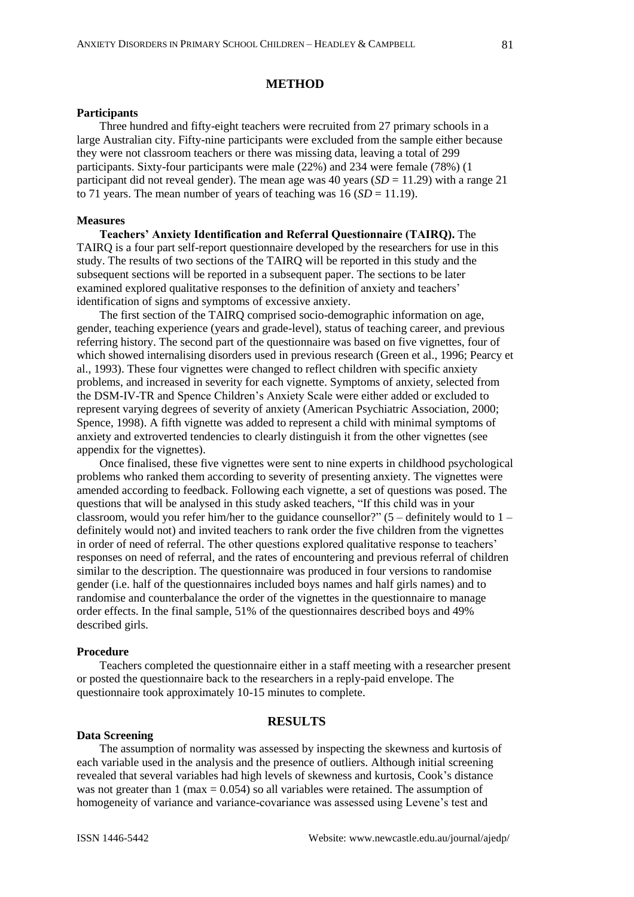## METHOD

### Participants

Three hundred and fifty-eight teachers were recruited from 27 primary schools in a large Australian city. Fifty-nine participants were excluded from the sample either because they were not classroom teachers or there was missing data, leaving a total of 299 participants. Sixty-four participants were male (22%) and 234 were female (78%) (1 participant did not reveal gender). The mean age was 40 years (*SD* = 11.29) with a range 21 to 71 years. The mean number of years of teaching was 16 (*SD* = 11.19).

### Measures

**Teachers' Anxiety Identification and Referral Questionnaire (TAIRQ).** The TAIRQ is a four part self-report questionnaire developed by the researchers for use in this study. The results of two sections of the TAIRQ will be reported in this study and the subsequent sections will be reported in a subsequent paper. The sections to be later examined explored qualitative responses to the definition of anxiety and teachers' identification of signs and symptoms of excessive anxiety.

The first section of the TAIRQ comprised socio-demographic information on age, gender, teaching experience (years and grade-level), status of teaching career, and previous referring history. The second part of the questionnaire was based on five vignettes, four of which showed internalising disorders used in previous research (Green et al., 1996; Pearcy et al., 1993). These four vignettes were changed to reflect children with specific anxiety problems, and increased in severity for each vignette. Symptoms of anxiety, selected from the DSM-IV-TR and Spence Children's Anxiety Scale were either added or excluded to represent varying degrees of severity of anxiety (American Psychiatric Association, 2000; Spence, 1998). A fifth vignette was added to represent a child with minimal symptoms of anxiety and extroverted tendencies to clearly distinguish it from the other vignettes (see appendix for the vignettes).

Once finalised, these five vignettes were sent to nine experts in childhood psychological problems who ranked them according to severity of presenting anxiety. The vignettes were amended according to feedback. Following each vignette, a set of questions was posed. The questions that will be analysed in this study asked teachers, "If this child was in your classroom, would you refer him/her to the guidance counsellor?" (5 – definitely would to 1 – definitely would not) and invited teachers to rank order the five children from the vignettes in order of need of referral. The other questions explored qualitative response to teachers' responses on need of referral, and the rates of encountering and previous referral of children similar to the description. The questionnaire was produced in four versions to randomise gender (i.e. half of the questionnaires included boys names and half girls names) and to randomise and counterbalance the order of the vignettes in the questionnaire to manage order effects. In the final sample, 51% of the questionnaires described boys and 49% described girls.

### Procedure

Teachers completed the questionnaire either in a staff meeting with a researcher present or posted the questionnaire back to the researchers in a reply-paid envelope. The questionnaire took approximately 10-15 minutes to complete.

## RESULTS

### Data Screening

The assumption of normality was assessed by inspecting the skewness and kurtosis of each variable used in the analysis and the presence of outliers. Although initial screening revealed that several variables had high levels of skewness and kurtosis, Cook's distance was not greater than 1 (max = 0.054) so all variables were retained. The assumption of homogeneity of variance and variance-covariance was assessed using Levene's test and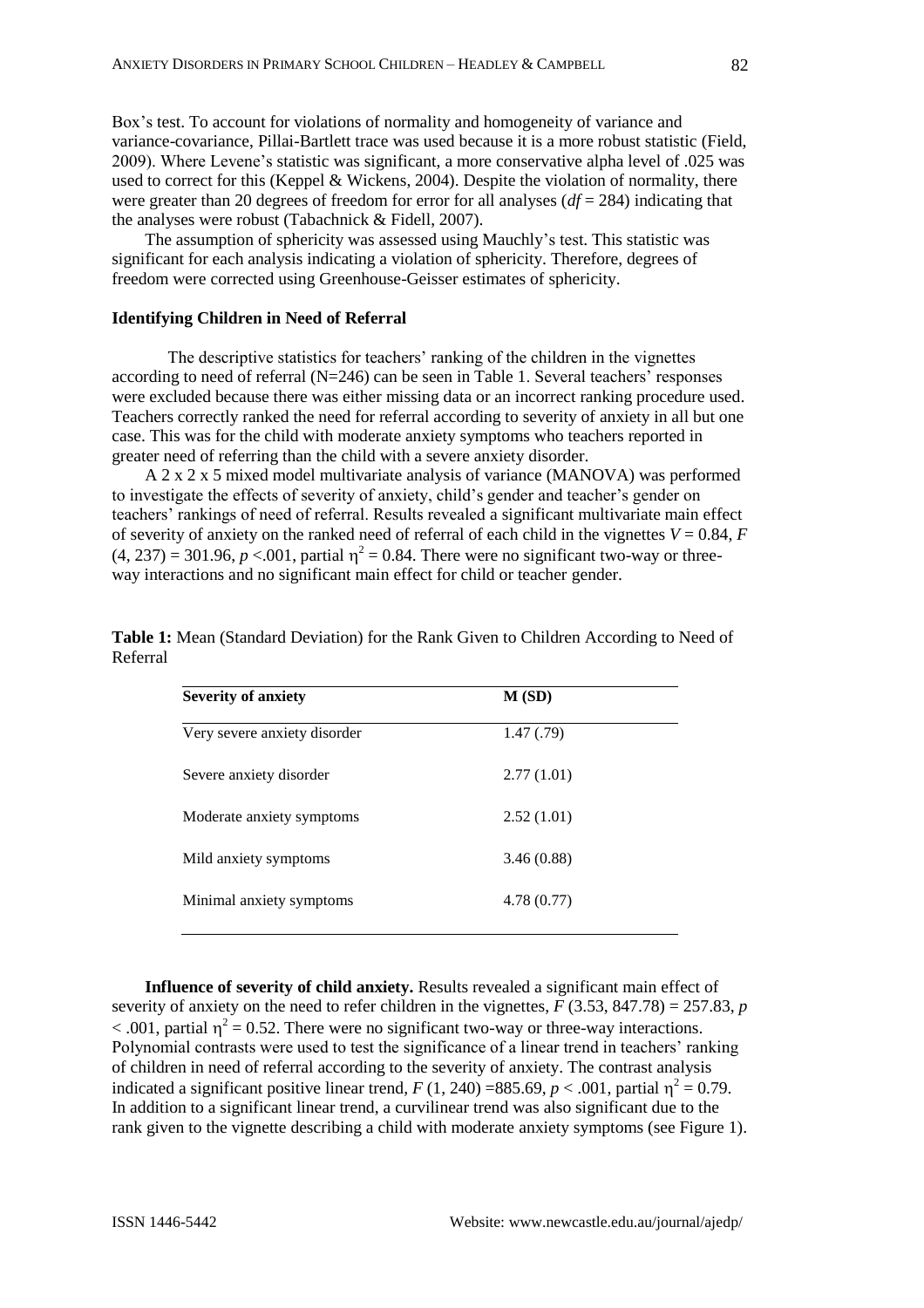Box's test. To account for violations of normality and homogeneity of variance and variance-covariance, Pillai-Bartlett trace was used because it is a more robust statistic (Field, 2009). Where Levene's statistic was significant, a more conservative alpha level of .025 was used to correct for this (Keppel & Wickens, 2004). Despite the violation of normality, there were greater than 20 degrees of freedom for error for all analyses ($df$ = 284) indicating that the analyses were robust (Tabachnick & Fidell, 2007).

The assumption of sphericity was assessed using Mauchly's test. This statistic was significant for each analysis indicating a violation of sphericity. Therefore, degrees of freedom were corrected using Greenhouse-Geisser estimates of sphericity.

**Identifying Children in Need of Referral**

The descriptive statistics for teachers' ranking of the children in the vignettes according to need of referral (N=246) can be seen in Table 1. Several teachers' responses were excluded because there was either missing data or an incorrect ranking procedure used. Teachers correctly ranked the need for referral according to severity of anxiety in all but one case. This was for the child with moderate anxiety symptoms who teachers reported in greater need of referring than the child with a severe anxiety disorder.

A 2 x 2 x 5 mixed model multivariate analysis of variance (MANOVA) was performed to investigate the effects of severity of anxiety, child's gender and teacher's gender on teachers' rankings of need of referral. Results revealed a significant multivariate main effect of severity of anxiety on the ranked need of referral of each child in the vignettes $V = 0.84$, $F(4, 237) = 301.96$, $p < .001$, partial $\eta^2 = 0.84$. There were no significant two-way or three-way interactions and no significant main effect for child or teacher gender.

**Table 1:** Mean (Standard Deviation) for the Rank Given to Children According to Need of Referral

| Severity of anxiety | M (SD) |
|---|---|
| Very severe anxiety disorder | 1.47 (.79) |
| Severe anxiety disorder | 2.77 (1.01) |
| Moderate anxiety symptoms | 2.52 (1.01) |
| Mild anxiety symptoms | 3.46 (0.88) |
| Minimal anxiety symptoms | 4.78 (0.77) |

**Influence of severity of child anxiety.** Results revealed a significant main effect of severity of anxiety on the need to refer children in the vignettes, $F(3.53, 847.78) = 257.83$, $p < .001$, partial $\eta^2 = 0.52$. There were no significant two-way or three-way interactions. Polynomial contrasts were used to test the significance of a linear trend in teachers' ranking of children in need of referral according to the severity of anxiety. The contrast analysis indicated a significant positive linear trend, $F(1, 240) = 885.69$, $p < .001$, partial $\eta^2 = 0.79$. In addition to a significant linear trend, a curvilinear trend was also significant due to the rank given to the vignette describing a child with moderate anxiety symptoms (see Figure 1).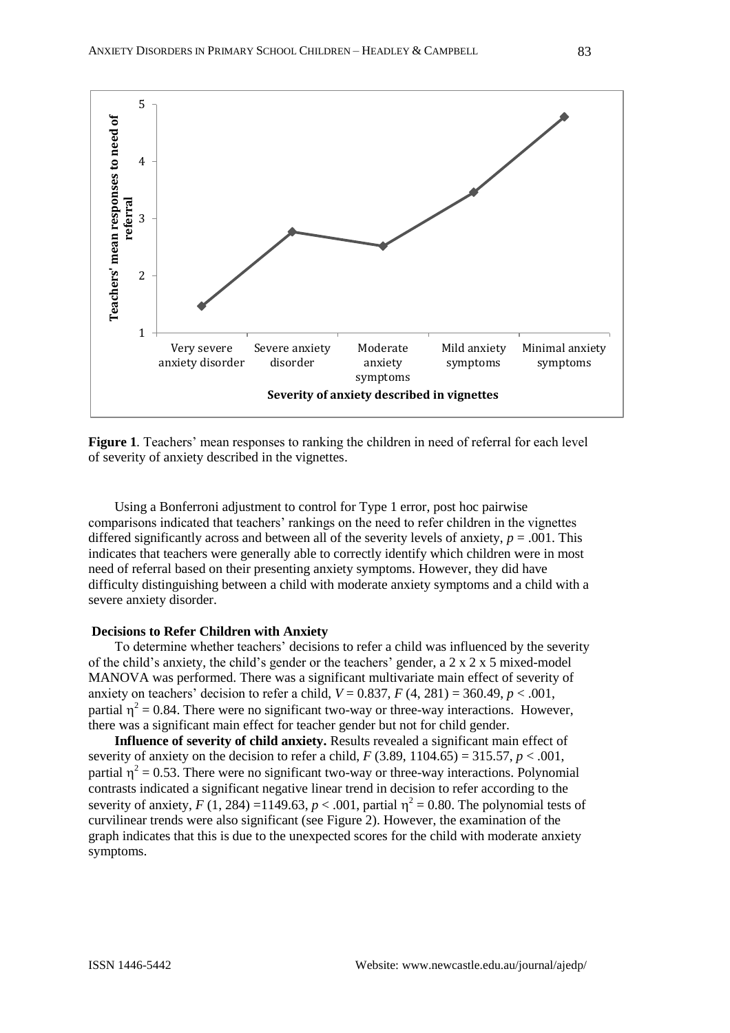**Figure 1**. Teachers' mean responses to ranking the children in need of referral for each level of severity of anxiety described in the vignettes.

Using a Bonferroni adjustment to control for Type 1 error, post hoc pairwise comparisons indicated that teachers' rankings on the need to refer children in the vignettes differed significantly across and between all of the severity levels of anxiety, $p = .001$. This indicates that teachers were generally able to correctly identify which children were in most need of referral based on their presenting anxiety symptoms. However, they did have difficulty distinguishing between a child with moderate anxiety symptoms and a child with a severe anxiety disorder.

### Decisions to Refer Children with Anxiety

To determine whether teachers' decisions to refer a child was influenced by the severity of the child's anxiety, the child's gender or the teachers' gender, a 2 x 2 x 5 mixed-model MANOVA was performed. There was a significant multivariate main effect of severity of anxiety on teachers' decision to refer a child, $V = 0.837$, $F(4, 281) = 360.49$, $p < .001$, partial $\eta^2 = 0.84$. There were no significant two-way or three-way interactions. However, there was a significant main effect for teacher gender but not for child gender.

**Influence of severity of child anxiety.** Results revealed a significant main effect of severity of anxiety on the decision to refer a child, $F(3.89, 1104.65) = 315.57$, $p < .001$, partial $\eta^2 = 0.53$. There were no significant two-way or three-way interactions. Polynomial contrasts indicated a significant negative linear trend in decision to refer according to the severity of anxiety, $F(1, 284) = 1149.63$, $p < .001$, partial $\eta^2 = 0.80$. The polynomial tests of curvilinear trends were also significant (see Figure 2). However, the examination of the graph indicates that this is due to the unexpected scores for the child with moderate anxiety symptoms.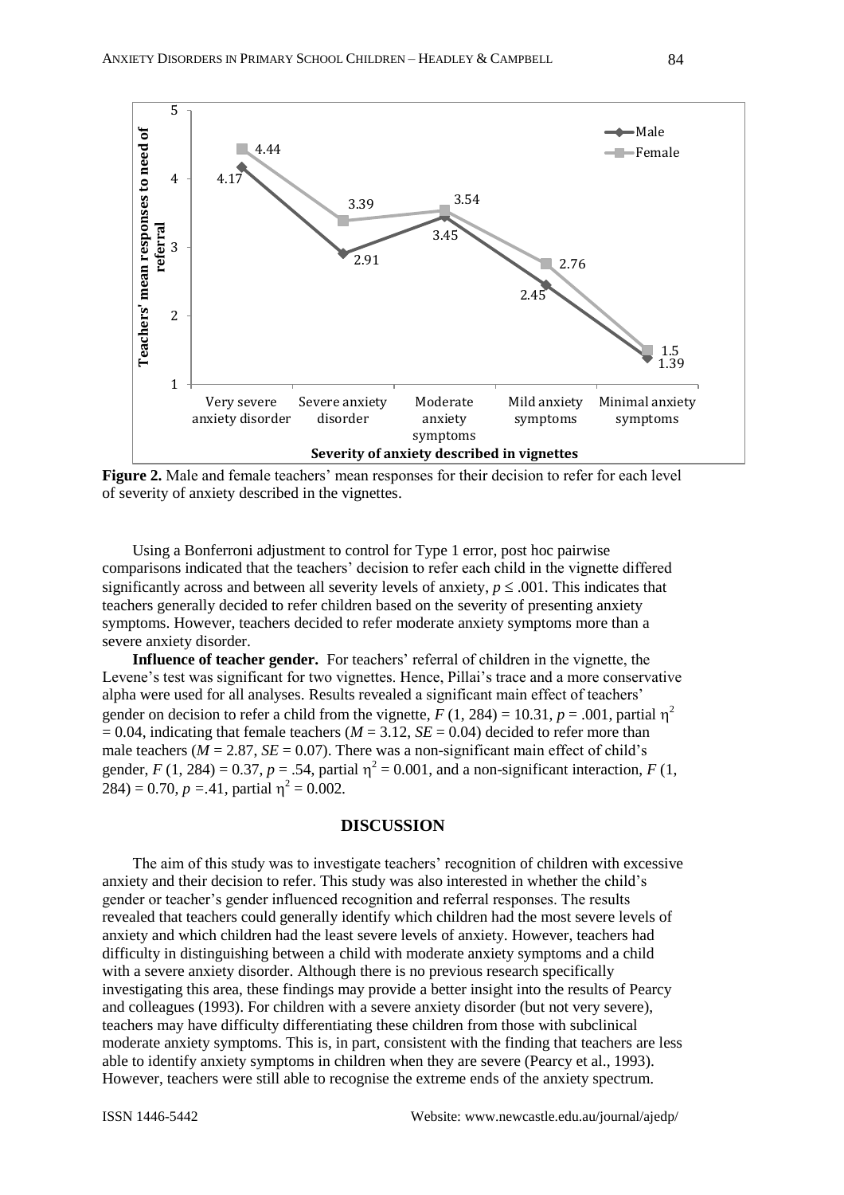**Figure 2.** Male and female teachers' mean responses for their decision to refer for each level of severity of anxiety described in the vignettes.

Using a Bonferroni adjustment to control for Type 1 error, post hoc pairwise comparisons indicated that the teachers' decision to refer each child in the vignette differed significantly across and between all severity levels of anxiety, $p \leq .001$. This indicates that teachers generally decided to refer children based on the severity of presenting anxiety symptoms. However, teachers decided to refer moderate anxiety symptoms more than a severe anxiety disorder.

**Influence of teacher gender.** For teachers' referral of children in the vignette, the Levene's test was significant for two vignettes. Hence, Pillai's trace and a more conservative alpha were used for all analyses. Results revealed a significant main effect of teachers' gender on decision to refer a child from the vignette, $F$ (1, 284) = 10.31, $p$ = .001, partial $\eta^2$ = 0.04, indicating that female teachers ($M$ = 3.12, $SE$ = 0.04) decided to refer more than male teachers ($M$ = 2.87, $SE$ = 0.07). There was a non-significant main effect of child's gender, $F$ (1, 284) = 0.37, $p$ = .54, partial $\eta^2$ = 0.001, and a non-significant interaction, $F$ (1, 284) = 0.70, $p$ =.41, partial $\eta^2$ = 0.002.

## DISCUSSION

The aim of this study was to investigate teachers' recognition of children with excessive anxiety and their decision to refer. This study was also interested in whether the child's gender or teacher's gender influenced recognition and referral responses. The results revealed that teachers could generally identify which children had the most severe levels of anxiety and which children had the least severe levels of anxiety. However, teachers had difficulty in distinguishing between a child with moderate anxiety symptoms and a child with a severe anxiety disorder. Although there is no previous research specifically investigating this area, these findings may provide a better insight into the results of Pearcy and colleagues (1993). For children with a severe anxiety disorder (but not very severe), teachers may have difficulty differentiating these children from those with subclinical moderate anxiety symptoms. This is, in part, consistent with the finding that teachers are less able to identify anxiety symptoms in children when they are severe (Pearcy et al., 1993). However, teachers were still able to recognise the extreme ends of the anxiety spectrum.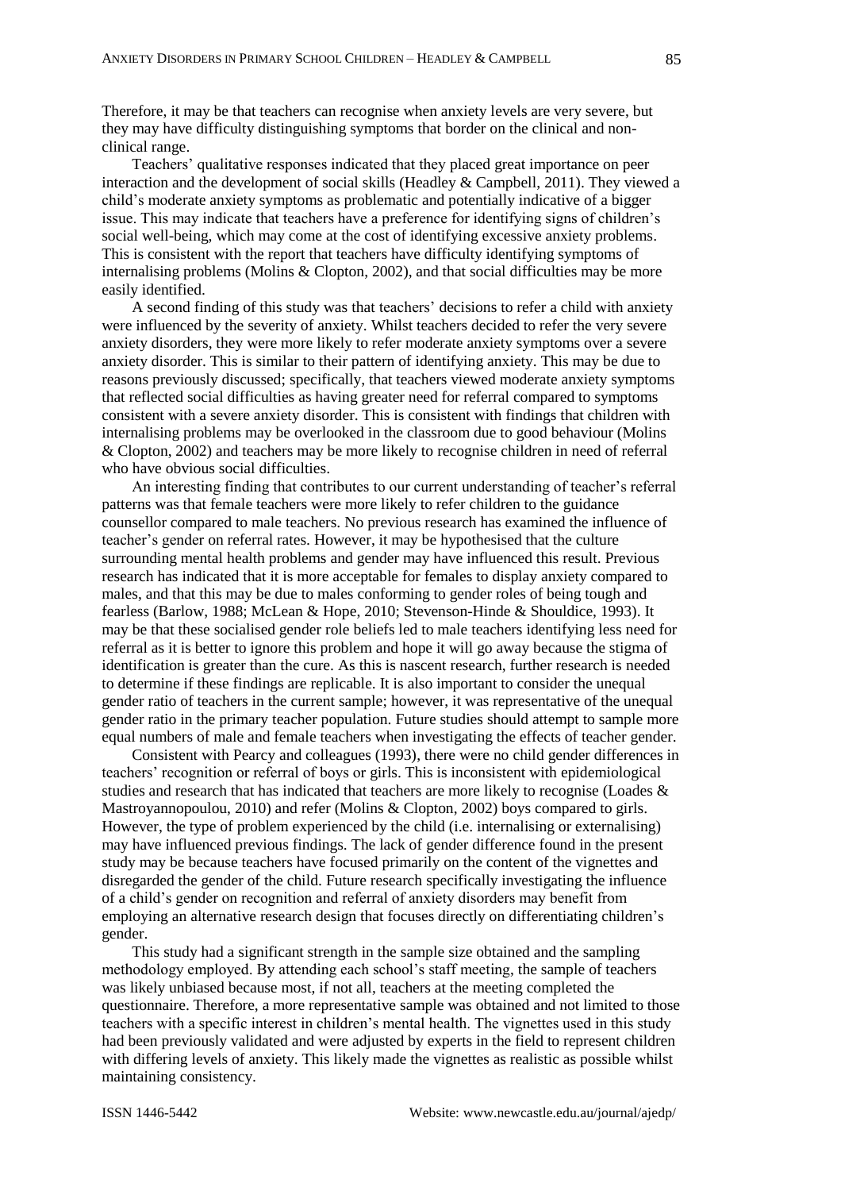Therefore, it may be that teachers can recognise when anxiety levels are very severe, but they may have difficulty distinguishing symptoms that border on the clinical and non-clinical range.

Teachers' qualitative responses indicated that they placed great importance on peer interaction and the development of social skills (Headley & Campbell, 2011). They viewed a child's moderate anxiety symptoms as problematic and potentially indicative of a bigger issue. This may indicate that teachers have a preference for identifying signs of children's social well-being, which may come at the cost of identifying excessive anxiety problems. This is consistent with the report that teachers have difficulty identifying symptoms of internalising problems (Molins & Clopton, 2002), and that social difficulties may be more easily identified.

A second finding of this study was that teachers' decisions to refer a child with anxiety were influenced by the severity of anxiety. Whilst teachers decided to refer the very severe anxiety disorders, they were more likely to refer moderate anxiety symptoms over a severe anxiety disorder. This is similar to their pattern of identifying anxiety. This may be due to reasons previously discussed; specifically, that teachers viewed moderate anxiety symptoms that reflected social difficulties as having greater need for referral compared to symptoms consistent with a severe anxiety disorder. This is consistent with findings that children with internalising problems may be overlooked in the classroom due to good behaviour (Molins & Clopton, 2002) and teachers may be more likely to recognise children in need of referral who have obvious social difficulties.

An interesting finding that contributes to our current understanding of teacher's referral patterns was that female teachers were more likely to refer children to the guidance counsellor compared to male teachers. No previous research has examined the influence of teacher's gender on referral rates. However, it may be hypothesised that the culture surrounding mental health problems and gender may have influenced this result. Previous research has indicated that it is more acceptable for females to display anxiety compared to males, and that this may be due to males conforming to gender roles of being tough and fearless (Barlow, 1988; McLean & Hope, 2010; Stevenson-Hinde & Shouldice, 1993). It may be that these socialised gender role beliefs led to male teachers identifying less need for referral as it is better to ignore this problem and hope it will go away because the stigma of identification is greater than the cure. As this is nascent research, further research is needed to determine if these findings are replicable. It is also important to consider the unequal gender ratio of teachers in the current sample; however, it was representative of the unequal gender ratio in the primary teacher population. Future studies should attempt to sample more equal numbers of male and female teachers when investigating the effects of teacher gender.

Consistent with Pearcy and colleagues (1993), there were no child gender differences in teachers' recognition or referral of boys or girls. This is inconsistent with epidemiological studies and research that has indicated that teachers are more likely to recognise (Loades & Mastroyannopoulou, 2010) and refer (Molins & Clopton, 2002) boys compared to girls. However, the type of problem experienced by the child (i.e. internalising or externalising) may have influenced previous findings. The lack of gender difference found in the present study may be because teachers have focused primarily on the content of the vignettes and disregarded the gender of the child. Future research specifically investigating the influence of a child's gender on recognition and referral of anxiety disorders may benefit from employing an alternative research design that focuses directly on differentiating children's gender.

This study had a significant strength in the sample size obtained and the sampling methodology employed. By attending each school's staff meeting, the sample of teachers was likely unbiased because most, if not all, teachers at the meeting completed the questionnaire. Therefore, a more representative sample was obtained and not limited to those teachers with a specific interest in children's mental health. The vignettes used in this study had been previously validated and were adjusted by experts in the field to represent children with differing levels of anxiety. This likely made the vignettes as realistic as possible whilst maintaining consistency.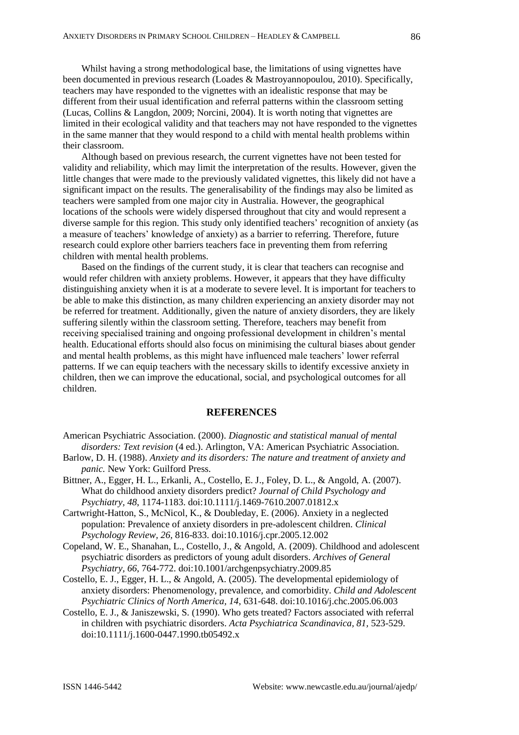Whilst having a strong methodological base, the limitations of using vignettes have been documented in previous research (Loades & Mastroyannopoulou, 2010). Specifically, teachers may have responded to the vignettes with an idealistic response that may be different from their usual identification and referral patterns within the classroom setting (Lucas, Collins & Langdon, 2009; Norcini, 2004). It is worth noting that vignettes are limited in their ecological validity and that teachers may not have responded to the vignettes in the same manner that they would respond to a child with mental health problems within their classroom.

Although based on previous research, the current vignettes have not been tested for validity and reliability, which may limit the interpretation of the results. However, given the little changes that were made to the previously validated vignettes, this likely did not have a significant impact on the results. The generalisability of the findings may also be limited as teachers were sampled from one major city in Australia. However, the geographical locations of the schools were widely dispersed throughout that city and would represent a diverse sample for this region. This study only identified teachers' recognition of anxiety (as a measure of teachers' knowledge of anxiety) as a barrier to referring. Therefore, future research could explore other barriers teachers face in preventing them from referring children with mental health problems.

Based on the findings of the current study, it is clear that teachers can recognise and would refer children with anxiety problems. However, it appears that they have difficulty distinguishing anxiety when it is at a moderate to severe level. It is important for teachers to be able to make this distinction, as many children experiencing an anxiety disorder may not be referred for treatment. Additionally, given the nature of anxiety disorders, they are likely suffering silently within the classroom setting. Therefore, teachers may benefit from receiving specialised training and ongoing professional development in children's mental health. Educational efforts should also focus on minimising the cultural biases about gender and mental health problems, as this might have influenced male teachers' lower referral patterns. If we can equip teachers with the necessary skills to identify excessive anxiety in children, then we can improve the educational, social, and psychological outcomes for all children.

## REFERENCES

American Psychiatric Association. (2000). *Diagnostic and statistical manual of mental disorders: Text revision* (4 ed.). Arlington, VA: American Psychiatric Association.

Barlow, D. H. (1988). *Anxiety and its disorders: The nature and treatment of anxiety and panic.* New York: Guilford Press.

Bittner, A., Egger, H. L., Erkanli, A., Costello, E. J., Foley, D. L., & Angold, A. (2007). What do childhood anxiety disorders predict? *Journal of Child Psychology and Psychiatry, 48*, 1174-1183. doi:10.1111/j.1469-7610.2007.01812.x

Cartwright-Hatton, S., McNicol, K., & Doubleday, E. (2006). Anxiety in a neglected population: Prevalence of anxiety disorders in pre-adolescent children. *Clinical Psychology Review, 26*, 816-833. doi:10.1016/j.cpr.2005.12.002

Copeland, W. E., Shanahan, L., Costello, J., & Angold, A. (2009). Childhood and adolescent psychiatric disorders as predictors of young adult disorders. *Archives of General Psychiatry, 66*, 764-772. doi:10.1001/archgenpsychiatry.2009.85

Costello, E. J., Egger, H. L., & Angold, A. (2005). The developmental epidemiology of anxiety disorders: Phenomenology, prevalence, and comorbidity. *Child and Adolescent Psychiatric Clinics of North America, 14*, 631-648. doi:10.1016/j.chc.2005.06.003

Costello, E. J., & Janiszewski, S. (1990). Who gets treated? Factors associated with referral in children with psychiatric disorders. *Acta Psychiatrica Scandinavica, 81*, 523-529. doi:10.1111/j.1600-0447.1990.tb05492.x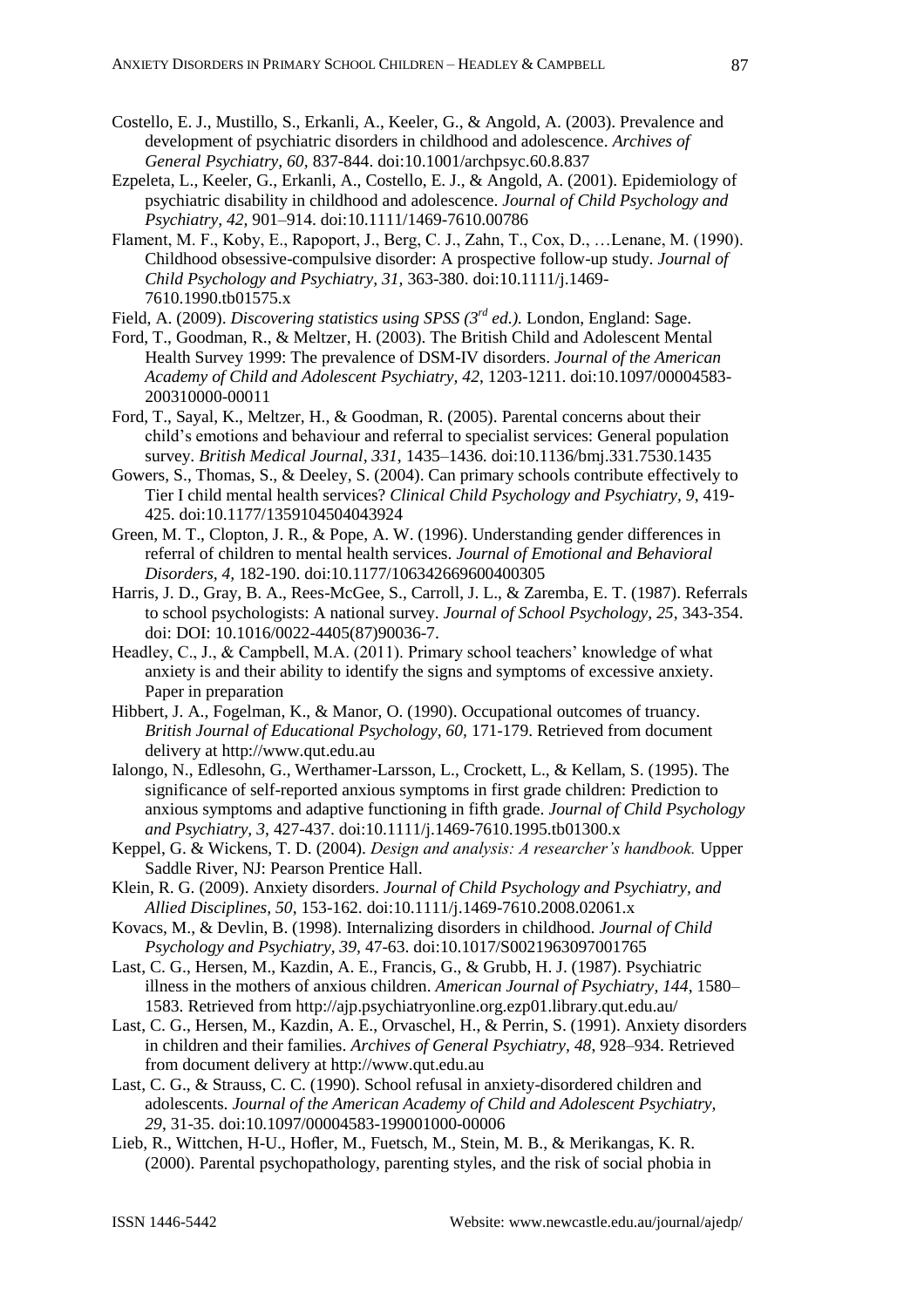Costello, E. J., Mustillo, S., Erkanli, A., Keeler, G., & Angold, A. (2003). Prevalence and development of psychiatric disorders in childhood and adolescence. *Archives of General Psychiatry, 60,* 837-844. doi:10.1001/archpsyc.60.8.837

Ezpeleta, L., Keeler, G., Erkanli, A., Costello, E. J., & Angold, A. (2001). Epidemiology of psychiatric disability in childhood and adolescence. *Journal of Child Psychology and Psychiatry, 42,* 901–914. doi:10.1111/1469-7610.00786

Flament, M. F., Koby, E., Rapoport, J., Berg, C. J., Zahn, T., Cox, D., …Lenane, M. (1990). Childhood obsessive-compulsive disorder: A prospective follow-up study. *Journal of Child Psychology and Psychiatry, 31,* 363-380. doi:10.1111/j.1469-7610.1990.tb01575.x

Field, A. (2009). *Discovering statistics using SPSS (3rd ed.).* London, England: Sage.

Ford, T., Goodman, R., & Meltzer, H. (2003). The British Child and Adolescent Mental Health Survey 1999: The prevalence of DSM-IV disorders. *Journal of the American Academy of Child and Adolescent Psychiatry, 42*, 1203-1211. doi:10.1097/00004583-200310000-00011

Ford, T., Sayal, K., Meltzer, H., & Goodman, R. (2005). Parental concerns about their child's emotions and behaviour and referral to specialist services: General population survey. *British Medical Journal, 331,* 1435–1436. doi:10.1136/bmj.331.7530.1435

Gowers, S., Thomas, S., & Deeley, S. (2004). Can primary schools contribute effectively to Tier I child mental health services? *Clinical Child Psychology and Psychiatry, 9*, 419-425. doi:10.1177/1359104504043924

Green, M. T., Clopton, J. R., & Pope, A. W. (1996). Understanding gender differences in referral of children to mental health services. *Journal of Emotional and Behavioral Disorders, 4,* 182-190. doi:10.1177/106342669600400305

Harris, J. D., Gray, B. A., Rees-McGee, S., Carroll, J. L., & Zaremba, E. T. (1987). Referrals to school psychologists: A national survey. *Journal of School Psychology, 25*, 343-354. doi: DOI: 10.1016/0022-4405(87)90036-7.

Headley, C., J., & Campbell, M.A. (2011). Primary school teachers' knowledge of what anxiety is and their ability to identify the signs and symptoms of excessive anxiety. Paper in preparation

Hibbert, J. A., Fogelman, K., & Manor, O. (1990). Occupational outcomes of truancy. *British Journal of Educational Psychology, 60,* 171-179. Retrieved from document delivery at http://www.qut.edu.au

Ialongo, N., Edlesohn, G., Werthamer-Larsson, L., Crockett, L., & Kellam, S. (1995). The significance of self-reported anxious symptoms in first grade children: Prediction to anxious symptoms and adaptive functioning in fifth grade. *Journal of Child Psychology and Psychiatry, 3*, 427-437. doi:10.1111/j.1469-7610.1995.tb01300.x

Keppel, G. & Wickens, T. D. (2004). *Design and analysis: A researcher's handbook.* Upper Saddle River, NJ: Pearson Prentice Hall.

Klein, R. G. (2009). Anxiety disorders. *Journal of Child Psychology and Psychiatry, and Allied Disciplines, 50*, 153-162. doi:10.1111/j.1469-7610.2008.02061.x

Kovacs, M., & Devlin, B. (1998). Internalizing disorders in childhood. *Journal of Child Psychology and Psychiatry, 39*, 47-63. doi:10.1017/S0021963097001765

Last, C. G., Hersen, M., Kazdin, A. E., Francis, G., & Grubb, H. J. (1987). Psychiatric illness in the mothers of anxious children. *American Journal of Psychiatry, 144*, 1580–1583. Retrieved from http://ajp.psychiatryonline.org.ezp01.library.qut.edu.au/

Last, C. G., Hersen, M., Kazdin, A. E., Orvaschel, H., & Perrin, S. (1991). Anxiety disorders in children and their families. *Archives of General Psychiatry, 48*, 928–934. Retrieved from document delivery at http://www.qut.edu.au

Last, C. G., & Strauss, C. C. (1990). School refusal in anxiety-disordered children and adolescents. *Journal of the American Academy of Child and Adolescent Psychiatry, 29*, 31-35. doi:10.1097/00004583-199001000-00006

Lieb, R., Wittchen, H-U., Hofler, M., Fuetsch, M., Stein, M. B., & Merikangas, K. R. (2000). Parental psychopathology, parenting styles, and the risk of social phobia in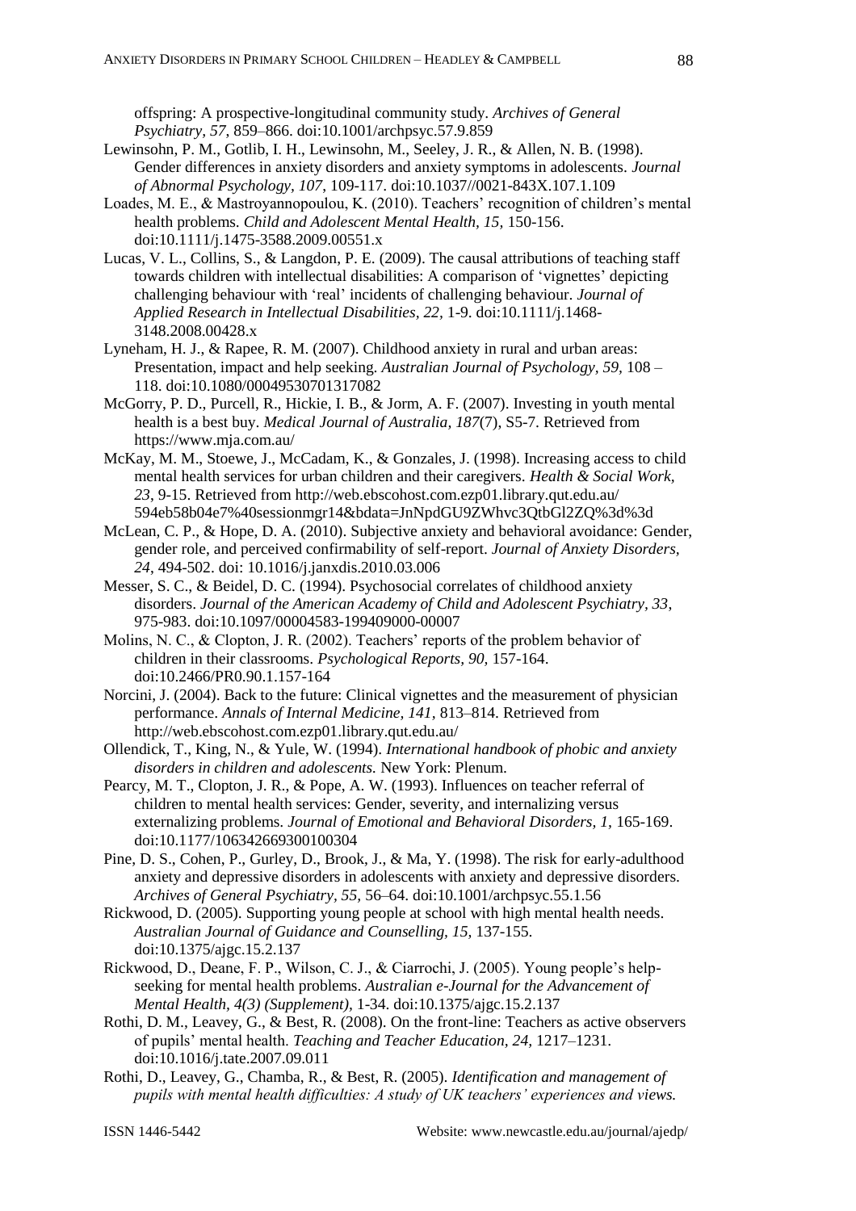offspring: A prospective-longitudinal community study. *Archives of General Psychiatry, 57*, 859–866. doi:10.1001/archpsyc.57.9.859

Lewinsohn, P. M., Gotlib, I. H., Lewinsohn, M., Seeley, J. R., & Allen, N. B. (1998). Gender differences in anxiety disorders and anxiety symptoms in adolescents. *Journal of Abnormal Psychology, 107*, 109-117. doi:10.1037//0021-843X.107.1.109

Loades, M. E., & Mastroyannopoulou, K. (2010). Teachers' recognition of children's mental health problems. *Child and Adolescent Mental Health, 15,* 150-156. doi:10.1111/j.1475-3588.2009.00551.x

Lucas, V. L., Collins, S., & Langdon, P. E. (2009). The causal attributions of teaching staff towards children with intellectual disabilities: A comparison of 'vignettes' depicting challenging behaviour with 'real' incidents of challenging behaviour. *Journal of Applied Research in Intellectual Disabilities, 22,* 1-9. doi:10.1111/j.1468-3148.2008.00428.x

Lyneham, H. J., & Rapee, R. M. (2007). Childhood anxiety in rural and urban areas: Presentation, impact and help seeking. *Australian Journal of Psychology, 59*, 108 – 118. doi:10.1080/00049530701317082

McGorry, P. D., Purcell, R., Hickie, I. B., & Jorm, A. F. (2007). Investing in youth mental health is a best buy. *Medical Journal of Australia, 187*(7), S5-7. Retrieved from https://www.mja.com.au/

McKay, M. M., Stoewe, J., McCadam, K., & Gonzales, J. (1998). Increasing access to child mental health services for urban children and their caregivers. *Health & Social Work, 23*, 9-15. Retrieved from http://web.ebscohost.com.ezp01.library.qut.edu.au/594eb58b04e7%40sessionmgr14&bdata=JnNpdGU9ZWhvc3QtbGl2ZQ%3d%3d

McLean, C. P., & Hope, D. A. (2010). Subjective anxiety and behavioral avoidance: Gender, gender role, and perceived confirmability of self-report. *Journal of Anxiety Disorders, 24*, 494-502. doi: 10.1016/j.janxdis.2010.03.006

Messer, S. C., & Beidel, D. C. (1994). Psychosocial correlates of childhood anxiety disorders. *Journal of the American Academy of Child and Adolescent Psychiatry, 33*, 975-983. doi:10.1097/00004583-199409000-00007

Molins, N. C., & Clopton, J. R. (2002). Teachers' reports of the problem behavior of children in their classrooms. *Psychological Reports, 90*, 157-164. doi:10.2466/PR0.90.1.157-164

Norcini, J. (2004). Back to the future: Clinical vignettes and the measurement of physician performance. *Annals of Internal Medicine, 141,* 813–814. Retrieved from http://web.ebscohost.com.ezp01.library.qut.edu.au/

Ollendick, T., King, N., & Yule, W. (1994). *International handbook of phobic and anxiety disorders in children and adolescents.* New York: Plenum.

Pearcy, M. T., Clopton, J. R., & Pope, A. W. (1993). Influences on teacher referral of children to mental health services: Gender, severity, and internalizing versus externalizing problems. *Journal of Emotional and Behavioral Disorders, 1,* 165-169. doi:10.1177/106342669300100304

Pine, D. S., Cohen, P., Gurley, D., Brook, J., & Ma, Y. (1998). The risk for early-adulthood anxiety and depressive disorders in adolescents with anxiety and depressive disorders. *Archives of General Psychiatry, 55*, 56–64. doi:10.1001/archpsyc.55.1.56

Rickwood, D. (2005). Supporting young people at school with high mental health needs. *Australian Journal of Guidance and Counselling, 15,* 137-155. doi:10.1375/ajgc.15.2.137

Rickwood, D., Deane, F. P., Wilson, C. J., & Ciarrochi, J. (2005). Young people's help-seeking for mental health problems. *Australian e-Journal for the Advancement of Mental Health, 4(3) (Supplement),* 1-34. doi:10.1375/ajgc.15.2.137

Rothi, D. M., Leavey, G., & Best, R. (2008). On the front-line: Teachers as active observers of pupils' mental health. *Teaching and Teacher Education, 24,* 1217–1231. doi:10.1016/j.tate.2007.09.011

Rothi, D., Leavey, G., Chamba, R., & Best, R. (2005). *Identification and management of pupils with mental health difficulties: A study of UK teachers' experiences and views.*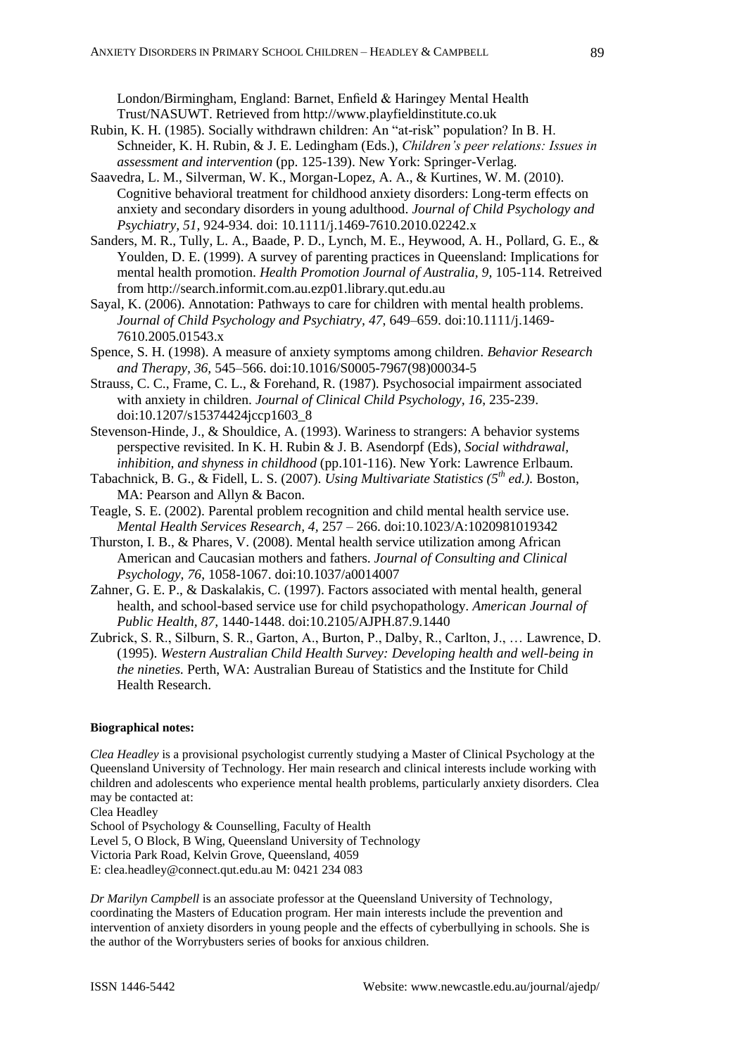London/Birmingham, England: Barnet, Enfield & Haringey Mental Health Trust/NASUWT. Retrieved from http://www.playfieldinstitute.co.uk

Rubin, K. H. (1985). Socially withdrawn children: An "at-risk" population? In B. H. Schneider, K. H. Rubin, & J. E. Ledingham (Eds.), *Children's peer relations: Issues in assessment and intervention* (pp. 125-139). New York: Springer-Verlag.

Saavedra, L. M., Silverman, W. K., Morgan-Lopez, A. A., & Kurtines, W. M. (2010). Cognitive behavioral treatment for childhood anxiety disorders: Long-term effects on anxiety and secondary disorders in young adulthood. *Journal of Child Psychology and Psychiatry, 51*, 924-934. doi: 10.1111/j.1469-7610.2010.02242.x

Sanders, M. R., Tully, L. A., Baade, P. D., Lynch, M. E., Heywood, A. H., Pollard, G. E., & Youlden, D. E. (1999). A survey of parenting practices in Queensland: Implications for mental health promotion. *Health Promotion Journal of Australia, 9*, 105-114. Retreived from http://search.informit.com.au.ezp01.library.qut.edu.au

Sayal, K. (2006). Annotation: Pathways to care for children with mental health problems. *Journal of Child Psychology and Psychiatry, 47*, 649–659. doi:10.1111/j.1469-7610.2005.01543.x

Spence, S. H. (1998). A measure of anxiety symptoms among children. *Behavior Research and Therapy, 36*, 545–566. doi:10.1016/S0005-7967(98)00034-5

Strauss, C. C., Frame, C. L., & Forehand, R. (1987). Psychosocial impairment associated with anxiety in children. *Journal of Clinical Child Psychology, 16*, 235-239. doi:10.1207/s15374424jccp1603_8

Stevenson-Hinde, J., & Shouldice, A. (1993). Wariness to strangers: A behavior systems perspective revisited. In K. H. Rubin & J. B. Asendorpf (Eds), *Social withdrawal, inhibition, and shyness in childhood* (pp.101-116). New York: Lawrence Erlbaum.

Tabachnick, B. G., & Fidell, L. S. (2007). *Using Multivariate Statistics (5th ed.)*. Boston, MA: Pearson and Allyn & Bacon.

Teagle, S. E. (2002). Parental problem recognition and child mental health service use. *Mental Health Services Research, 4*, 257 – 266. doi:10.1023/A:1020981019342

Thurston, I. B., & Phares, V. (2008). Mental health service utilization among African American and Caucasian mothers and fathers. *Journal of Consulting and Clinical Psychology, 76*, 1058-1067. doi:10.1037/a0014007

Zahner, G. E. P., & Daskalakis, C. (1997). Factors associated with mental health, general health, and school-based service use for child psychopathology. *American Journal of Public Health, 87*, 1440-1448. doi:10.2105/AJPH.87.9.1440

Zubrick, S. R., Silburn, S. R., Garton, A., Burton, P., Dalby, R., Carlton, J., … Lawrence, D. (1995). *Western Australian Child Health Survey: Developing health and well-being in the nineties.* Perth, WA: Australian Bureau of Statistics and the Institute for Child Health Research.

**Biographical notes:**

*Clea Headley* is a provisional psychologist currently studying a Master of Clinical Psychology at the Queensland University of Technology. Her main research and clinical interests include working with children and adolescents who experience mental health problems, particularly anxiety disorders. Clea may be contacted at:
Clea Headley
School of Psychology & Counselling, Faculty of Health
Level 5, O Block, B Wing, Queensland University of Technology
Victoria Park Road, Kelvin Grove, Queensland, 4059
E: clea.headley@connect.qut.edu.au M: 0421 234 083

*Dr Marilyn Campbell* is an associate professor at the Queensland University of Technology, coordinating the Masters of Education program. Her main interests include the prevention and intervention of anxiety disorders in young people and the effects of cyberbullying in schools. She is the author of the Worrybusters series of books for anxious children.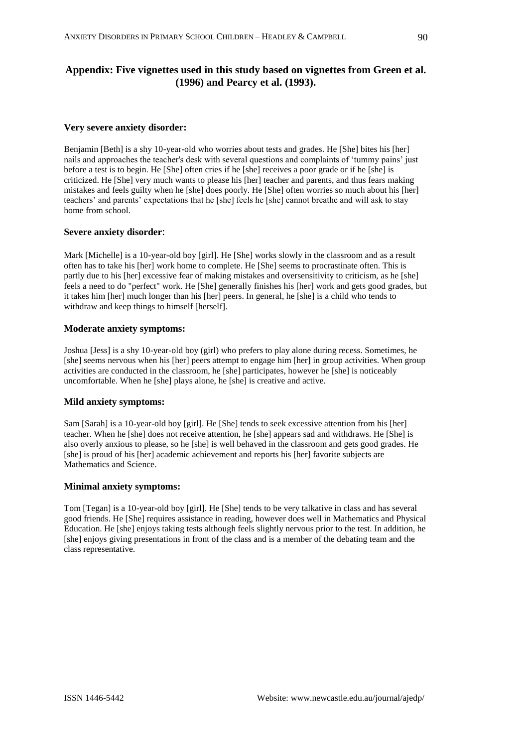## Appendix: Five vignettes used in this study based on vignettes from Green et al. (1996) and Pearcy et al. (1993).

### Very severe anxiety disorder:

Benjamin [Beth] is a shy 10-year-old who worries about tests and grades. He [She] bites his [her] nails and approaches the teacher's desk with several questions and complaints of 'tummy pains' just before a test is to begin. He [She] often cries if he [she] receives a poor grade or if he [she] is criticized. He [She] very much wants to please his [her] teacher and parents, and thus fears making mistakes and feels guilty when he [she] does poorly. He [She] often worries so much about his [her] teachers' and parents' expectations that he [she] feels he [she] cannot breathe and will ask to stay home from school.

### Severe anxiety disorder:

Mark [Michelle] is a 10-year-old boy [girl]. He [She] works slowly in the classroom and as a result often has to take his [her] work home to complete. He [She] seems to procrastinate often. This is partly due to his [her] excessive fear of making mistakes and oversensitivity to criticism, as he [she] feels a need to do "perfect" work. He [She] generally finishes his [her] work and gets good grades, but it takes him [her] much longer than his [her] peers. In general, he [she] is a child who tends to withdraw and keep things to himself [herself].

### Moderate anxiety symptoms:

Joshua [Jess] is a shy 10-year-old boy (girl) who prefers to play alone during recess. Sometimes, he [she] seems nervous when his [her] peers attempt to engage him [her] in group activities. When group activities are conducted in the classroom, he [she] participates, however he [she] is noticeably uncomfortable. When he [she] plays alone, he [she] is creative and active.

### Mild anxiety symptoms:

Sam [Sarah] is a 10-year-old boy [girl]. He [She] tends to seek excessive attention from his [her] teacher. When he [she] does not receive attention, he [she] appears sad and withdraws. He [She] is also overly anxious to please, so he [she] is well behaved in the classroom and gets good grades. He [she] is proud of his [her] academic achievement and reports his [her] favorite subjects are Mathematics and Science.

### Minimal anxiety symptoms:

Tom [Tegan] is a 10-year-old boy [girl]. He [She] tends to be very talkative in class and has several good friends. He [She] requires assistance in reading, however does well in Mathematics and Physical Education. He [she] enjoys taking tests although feels slightly nervous prior to the test. In addition, he [she] enjoys giving presentations in front of the class and is a member of the debating team and the class representative.